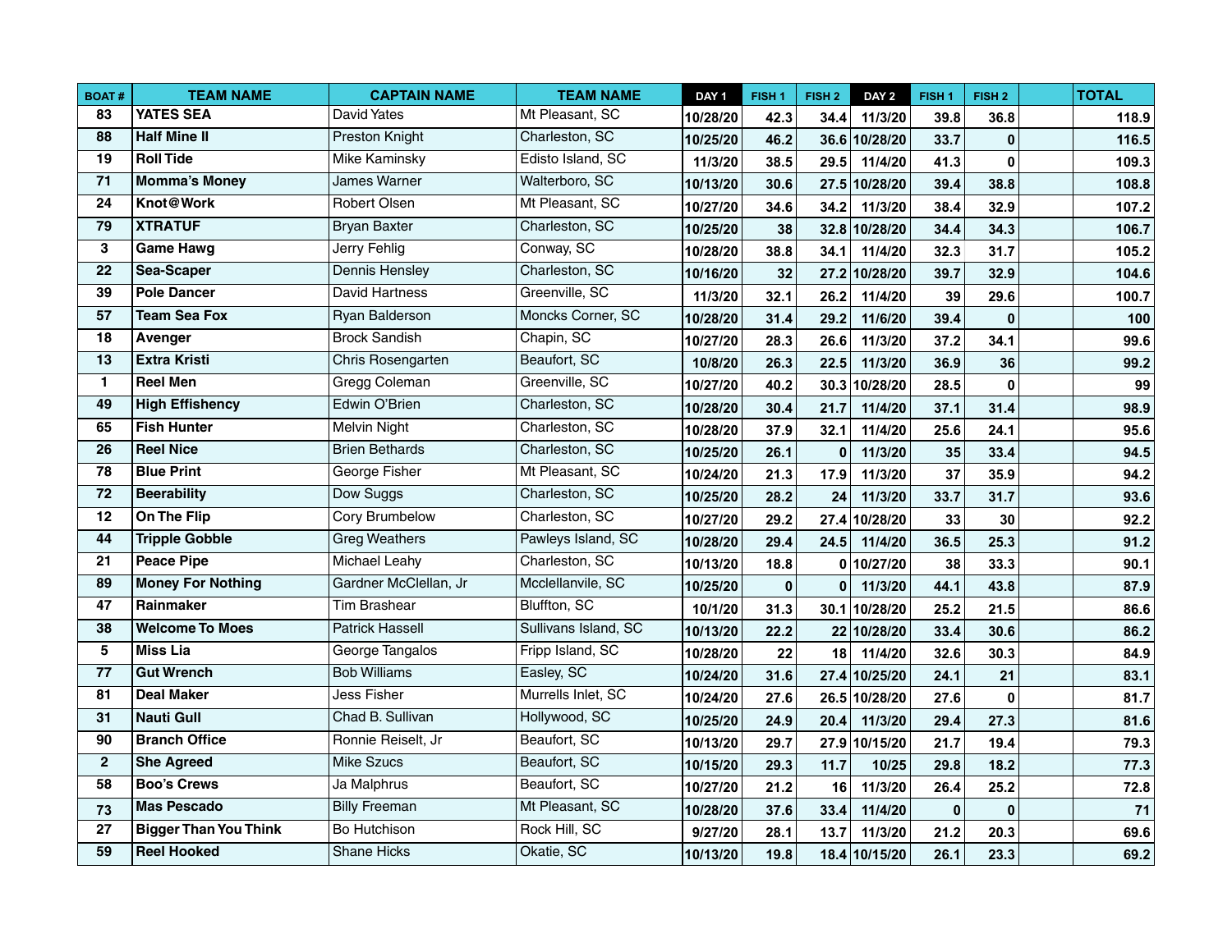| BOAT # | TEAM NAME | CAPTAIN NAME | TEAM NAME | DAY 1 | FISH 1 | FISH 2 | DAY 2 | FISH 1 | FISH 2 | | TOTAL |
|---|---|---|---|---|---|---|---|---|---|---|---|
| 83 | YATES SEA | David Yates | Mt Pleasant, SC | 10/28/20 | 42.3 | 34.4 | 11/3/20 | 39.8 | 36.8 | | 118.9 |
| 88 | Half Mine II | Preston Knight | Charleston, SC | 10/25/20 | 46.2 | 36.6 | 10/28/20 | 33.7 | 0 | | 116.5 |
| 19 | Roll Tide | Mike Kaminsky | Edisto Island, SC | 11/3/20 | 38.5 | 29.5 | 11/4/20 | 41.3 | 0 | | 109.3 |
| 71 | Momma's Money | James Warner | Walterboro, SC | 10/13/20 | 30.6 | 27.5 | 10/28/20 | 39.4 | 38.8 | | 108.8 |
| 24 | Knot@Work | Robert Olsen | Mt Pleasant, SC | 10/27/20 | 34.6 | 34.2 | 11/3/20 | 38.4 | 32.9 | | 107.2 |
| 79 | XTRATUF | Bryan Baxter | Charleston, SC | 10/25/20 | 38 | 32.8 | 10/28/20 | 34.4 | 34.3 | | 106.7 |
| 3 | Game Hawg | Jerry Fehlig | Conway, SC | 10/28/20 | 38.8 | 34.1 | 11/4/20 | 32.3 | 31.7 | | 105.2 |
| 22 | Sea-Scaper | Dennis Hensley | Charleston, SC | 10/16/20 | 32 | 27.2 | 10/28/20 | 39.7 | 32.9 | | 104.6 |
| 39 | Pole Dancer | David Hartness | Greenville, SC | 11/3/20 | 32.1 | 26.2 | 11/4/20 | 39 | 29.6 | | 100.7 |
| 57 | Team Sea Fox | Ryan Balderson | Moncks Corner, SC | 10/28/20 | 31.4 | 29.2 | 11/6/20 | 39.4 | 0 | | 100 |
| 18 | Avenger | Brock Sandish | Chapin, SC | 10/27/20 | 28.3 | 26.6 | 11/3/20 | 37.2 | 34.1 | | 99.6 |
| 13 | Extra Kristi | Chris Rosengarten | Beaufort, SC | 10/8/20 | 26.3 | 22.5 | 11/3/20 | 36.9 | 36 | | 99.2 |
| 1 | Reel Men | Gregg Coleman | Greenville, SC | 10/27/20 | 40.2 | 30.3 | 10/28/20 | 28.5 | 0 | | 99 |
| 49 | High Effishency | Edwin O'Brien | Charleston, SC | 10/28/20 | 30.4 | 21.7 | 11/4/20 | 37.1 | 31.4 | | 98.9 |
| 65 | Fish Hunter | Melvin Night | Charleston, SC | 10/28/20 | 37.9 | 32.1 | 11/4/20 | 25.6 | 24.1 | | 95.6 |
| 26 | Reel Nice | Brien Bethards | Charleston, SC | 10/25/20 | 26.1 | 0 | 11/3/20 | 35 | 33.4 | | 94.5 |
| 78 | Blue Print | George Fisher | Mt Pleasant, SC | 10/24/20 | 21.3 | 17.9 | 11/3/20 | 37 | 35.9 | | 94.2 |
| 72 | Beerability | Dow Suggs | Charleston, SC | 10/25/20 | 28.2 | 24 | 11/3/20 | 33.7 | 31.7 | | 93.6 |
| 12 | On The Flip | Cory Brumbelow | Charleston, SC | 10/27/20 | 29.2 | 27.4 | 10/28/20 | 33 | 30 | | 92.2 |
| 44 | Tripple Gobble | Greg Weathers | Pawleys Island, SC | 10/28/20 | 29.4 | 24.5 | 11/4/20 | 36.5 | 25.3 | | 91.2 |
| 21 | Peace Pipe | Michael Leahy | Charleston, SC | 10/13/20 | 18.8 | 0 | 10/27/20 | 38 | 33.3 | | 90.1 |
| 89 | Money For Nothing | Gardner McClellan, Jr | Mcclellanvile, SC | 10/25/20 | 0 | 0 | 11/3/20 | 44.1 | 43.8 | | 87.9 |
| 47 | Rainmaker | Tim Brashear | Bluffton, SC | 10/1/20 | 31.3 | 30.1 | 10/28/20 | 25.2 | 21.5 | | 86.6 |
| 38 | Welcome To Moes | Patrick Hassell | Sullivans Island, SC | 10/13/20 | 22.2 | 22 | 10/28/20 | 33.4 | 30.6 | | 86.2 |
| 5 | Miss Lia | George Tangalos | Fripp Island, SC | 10/28/20 | 22 | 18 | 11/4/20 | 32.6 | 30.3 | | 84.9 |
| 77 | Gut Wrench | Bob Williams | Easley, SC | 10/24/20 | 31.6 | 27.4 | 10/25/20 | 24.1 | 21 | | 83.1 |
| 81 | Deal Maker | Jess Fisher | Murrells Inlet, SC | 10/24/20 | 27.6 | 26.5 | 10/28/20 | 27.6 | 0 | | 81.7 |
| 31 | Nauti Gull | Chad B. Sullivan | Hollywood, SC | 10/25/20 | 24.9 | 20.4 | 11/3/20 | 29.4 | 27.3 | | 81.6 |
| 90 | Branch Office | Ronnie Reiselt, Jr | Beaufort, SC | 10/13/20 | 29.7 | 27.9 | 10/15/20 | 21.7 | 19.4 | | 79.3 |
| 2 | She Agreed | Mike Szucs | Beaufort, SC | 10/15/20 | 29.3 | 11.7 | 10/25 | 29.8 | 18.2 | | 77.3 |
| 58 | Boo's Crews | Ja Malphrus | Beaufort, SC | 10/27/20 | 21.2 | 16 | 11/3/20 | 26.4 | 25.2 | | 72.8 |
| 73 | Mas Pescado | Billy Freeman | Mt Pleasant, SC | 10/28/20 | 37.6 | 33.4 | 11/4/20 | 0 | 0 | | 71 |
| 27 | Bigger Than You Think | Bo Hutchison | Rock Hill, SC | 9/27/20 | 28.1 | 13.7 | 11/3/20 | 21.2 | 20.3 | | 69.6 |
| 59 | Reel Hooked | Shane Hicks | Okatie, SC | 10/13/20 | 19.8 | 18.4 | 10/15/20 | 26.1 | 23.3 | | 69.2 |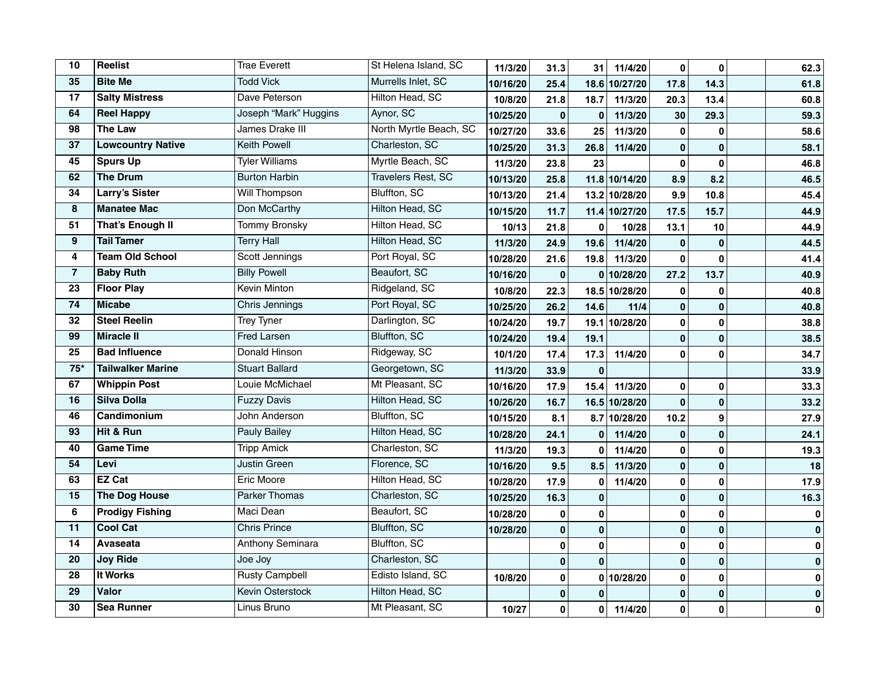| | | | | | | | | | | | |
|---|---|---|---|---|---|---|---|---|---|---|---|
| 10 | **Reelist** | Trae Everett | St Helena Island, SC | 11/3/20 | 31.3 | 31 | 11/4/20 | 0 | 0 | | 62.3 |
| 35 | **Bite Me** | Todd Vick | Murrells Inlet, SC | 10/16/20 | 25.4 | 18.6 | 10/27/20 | 17.8 | 14.3 | | 61.8 |
| 17 | **Salty Mistress** | Dave Peterson | Hilton Head, SC | 10/8/20 | 21.8 | 18.7 | 11/3/20 | 20.3 | 13.4 | | 60.8 |
| 64 | **Reel Happy** | Joseph "Mark" Huggins | Aynor, SC | 10/25/20 | 0 | 0 | 11/3/20 | 30 | 29.3 | | 59.3 |
| 98 | **The Law** | James Drake III | North Myrtle Beach, SC | 10/27/20 | 33.6 | 25 | 11/3/20 | 0 | 0 | | 58.6 |
| 37 | **Lowcountry Native** | Keith Powell | Charleston, SC | 10/25/20 | 31.3 | 26.8 | 11/4/20 | 0 | 0 | | 58.1 |
| 45 | **Spurs Up** | Tyler Williams | Myrtle Beach, SC | 11/3/20 | 23.8 | 23 | | 0 | 0 | | 46.8 |
| 62 | **The Drum** | Burton Harbin | Travelers Rest, SC | 10/13/20 | 25.8 | 11.8 | 10/14/20 | 8.9 | 8.2 | | 46.5 |
| 34 | **Larry's Sister** | Will Thompson | Bluffton, SC | 10/13/20 | 21.4 | 13.2 | 10/28/20 | 9.9 | 10.8 | | 45.4 |
| 8 | **Manatee Mac** | Don McCarthy | Hilton Head, SC | 10/15/20 | 11.7 | 11.4 | 10/27/20 | 17.5 | 15.7 | | 44.9 |
| 51 | **That's Enough II** | Tommy Bronsky | Hilton Head, SC | 10/13 | 21.8 | 0 | 10/28 | 13.1 | 10 | | 44.9 |
| 9 | **Tail Tamer** | Terry Hall | Hilton Head, SC | 11/3/20 | 24.9 | 19.6 | 11/4/20 | 0 | 0 | | 44.5 |
| 4 | **Team Old School** | Scott Jennings | Port Royal, SC | 10/28/20 | 21.6 | 19.8 | 11/3/20 | 0 | 0 | | 41.4 |
| 7 | **Baby Ruth** | Billy Powell | Beaufort, SC | 10/16/20 | 0 | 0 | 10/28/20 | 27.2 | 13.7 | | 40.9 |
| 23 | **Floor Play** | Kevin Minton | Ridgeland, SC | 10/8/20 | 22.3 | 18.5 | 10/28/20 | 0 | 0 | | 40.8 |
| 74 | **Micabe** | Chris Jennings | Port Royal, SC | 10/25/20 | 26.2 | 14.6 | 11/4 | 0 | 0 | | 40.8 |
| 32 | **Steel Reelin** | Trey Tyner | Darlington, SC | 10/24/20 | 19.7 | 19.1 | 10/28/20 | 0 | 0 | | 38.8 |
| 99 | **Miracle II** | Fred Larsen | Bluffton, SC | 10/24/20 | 19.4 | 19.1 | | 0 | 0 | | 38.5 |
| 25 | **Bad Influence** | Donald Hinson | Ridgeway, SC | 10/1/20 | 17.4 | 17.3 | 11/4/20 | 0 | 0 | | 34.7 |
| 75* | **Tailwalker Marine** | Stuart Ballard | Georgetown, SC | 11/3/20 | 33.9 | 0 | | | | | 33.9 |
| 67 | **Whippin Post** | Louie McMichael | Mt Pleasant, SC | 10/16/20 | 17.9 | 15.4 | 11/3/20 | 0 | 0 | | 33.3 |
| 16 | **Silva Dolla** | Fuzzy Davis | Hilton Head, SC | 10/26/20 | 16.7 | 16.5 | 10/28/20 | 0 | 0 | | 33.2 |
| 46 | **Candimonium** | John Anderson | Bluffton, SC | 10/15/20 | 8.1 | 8.7 | 10/28/20 | 10.2 | 9 | | 27.9 |
| 93 | **Hit & Run** | Pauly Bailey | Hilton Head, SC | 10/28/20 | 24.1 | 0 | 11/4/20 | 0 | 0 | | 24.1 |
| 40 | **Game Time** | Tripp Amick | Charleston, SC | 11/3/20 | 19.3 | 0 | 11/4/20 | 0 | 0 | | 19.3 |
| 54 | **Levi** | Justin Green | Florence, SC | 10/16/20 | 9.5 | 8.5 | 11/3/20 | 0 | 0 | | 18 |
| 63 | **EZ Cat** | Eric Moore | Hilton Head, SC | 10/28/20 | 17.9 | 0 | 11/4/20 | 0 | 0 | | 17.9 |
| 15 | **The Dog House** | Parker Thomas | Charleston, SC | 10/25/20 | 16.3 | 0 | | 0 | 0 | | 16.3 |
| 6 | **Prodigy Fishing** | Maci Dean | Beaufort, SC | 10/28/20 | 0 | 0 | | 0 | 0 | | 0 |
| 11 | **Cool Cat** | Chris Prince | Bluffton, SC | 10/28/20 | 0 | 0 | | 0 | 0 | | 0 |
| 14 | **Avaseata** | Anthony Seminara | Bluffton, SC | | 0 | 0 | | 0 | 0 | | 0 |
| 20 | **Joy Ride** | Joe Joy | Charleston, SC | | 0 | 0 | | 0 | 0 | | 0 |
| 28 | **It Works** | Rusty Campbell | Edisto Island, SC | 10/8/20 | 0 | 0 | 10/28/20 | 0 | 0 | | 0 |
| 29 | **Valor** | Kevin Osterstock | Hilton Head, SC | | 0 | 0 | | 0 | 0 | | 0 |
| 30 | **Sea Runner** | Linus Bruno | Mt Pleasant, SC | 10/27 | 0 | 0 | 11/4/20 | 0 | 0 | | 0 |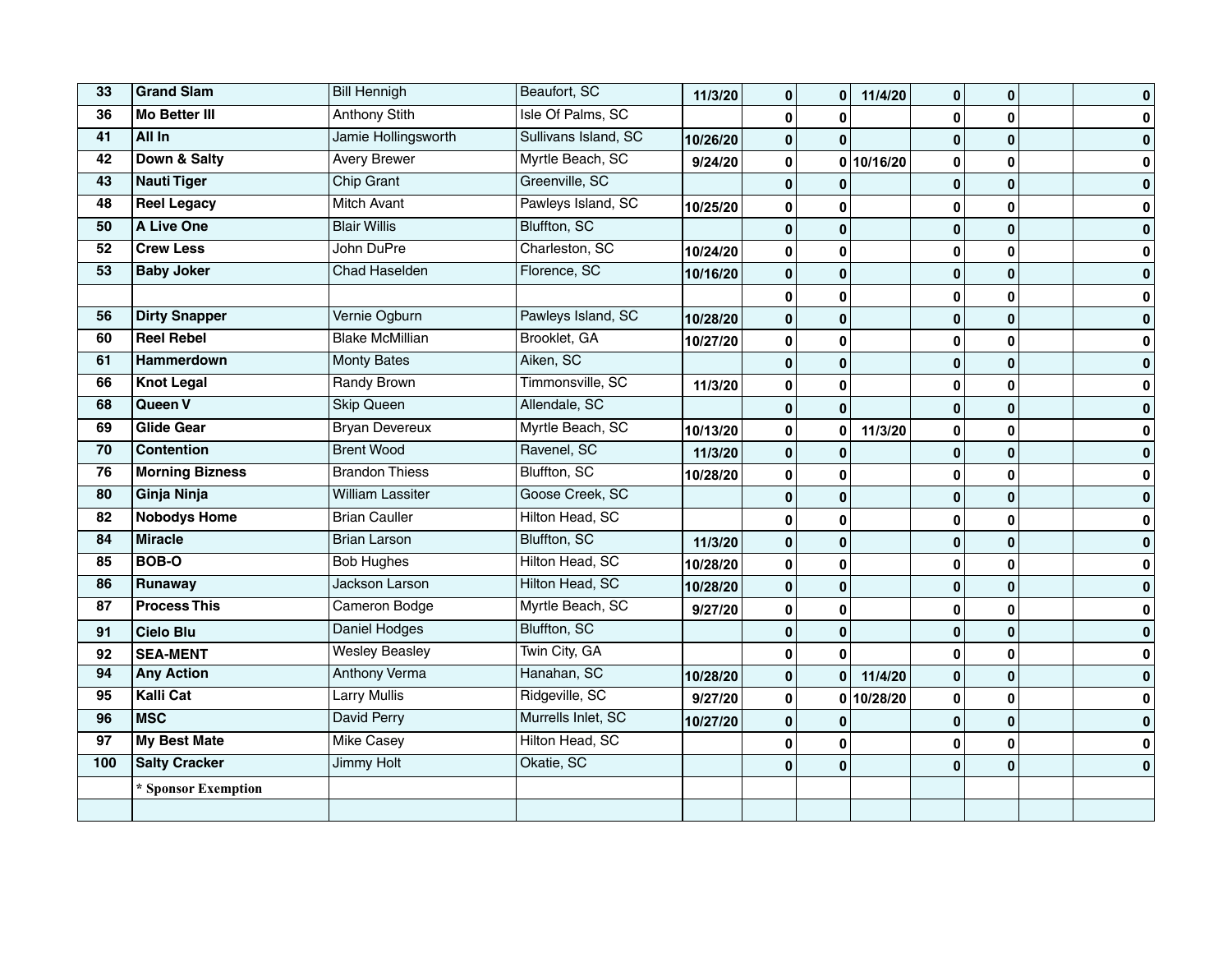| | | | | | | | | | | | |
|---|---|---|---|---|---|---|---|---|---|---|---|
| 33 | **Grand Slam** | Bill Hennigh | Beaufort, SC | **11/3/20** | **0** | **0** | **11/4/20** | **0** | **0** | | **0** |
| 36 | **Mo Better III** | Anthony Stith | Isle Of Palms, SC | | **0** | **0** | | **0** | **0** | | **0** |
| 41 | **All In** | Jamie Hollingsworth | Sullivans Island, SC | **10/26/20** | **0** | **0** | | **0** | **0** | | **0** |
| 42 | **Down & Salty** | Avery Brewer | Myrtle Beach, SC | **9/24/20** | **0** | **0** | **10/16/20** | **0** | **0** | | **0** |
| 43 | **Nauti Tiger** | Chip Grant | Greenville, SC | | **0** | **0** | | **0** | **0** | | **0** |
| 48 | **Reel Legacy** | Mitch Avant | Pawleys Island, SC | **10/25/20** | **0** | **0** | | **0** | **0** | | **0** |
| 50 | **A Live One** | Blair Willis | Bluffton, SC | | **0** | **0** | | **0** | **0** | | **0** |
| 52 | **Crew Less** | John DuPre | Charleston, SC | **10/24/20** | **0** | **0** | | **0** | **0** | | **0** |
| 53 | **Baby Joker** | Chad Haselden | Florence, SC | **10/16/20** | **0** | **0** | | **0** | **0** | | **0** |
| | | | | | **0** | **0** | | **0** | **0** | | **0** |
| 56 | **Dirty Snapper** | Vernie Ogburn | Pawleys Island, SC | **10/28/20** | **0** | **0** | | **0** | **0** | | **0** |
| 60 | **Reel Rebel** | Blake McMillian | Brooklet, GA | **10/27/20** | **0** | **0** | | **0** | **0** | | **0** |
| 61 | **Hammerdown** | Monty Bates | Aiken, SC | | **0** | **0** | | **0** | **0** | | **0** |
| 66 | **Knot Legal** | Randy Brown | Timmonsville, SC | **11/3/20** | **0** | **0** | | **0** | **0** | | **0** |
| 68 | **Queen V** | Skip Queen | Allendale, SC | | **0** | **0** | | **0** | **0** | | **0** |
| 69 | **Glide Gear** | Bryan Devereux | Myrtle Beach, SC | **10/13/20** | **0** | **0** | **11/3/20** | **0** | **0** | | **0** |
| 70 | **Contention** | Brent Wood | Ravenel, SC | **11/3/20** | **0** | **0** | | **0** | **0** | | **0** |
| 76 | **Morning Bizness** | Brandon Thiess | Bluffton, SC | **10/28/20** | **0** | **0** | | **0** | **0** | | **0** |
| 80 | **Ginja Ninja** | William Lassiter | Goose Creek, SC | | **0** | **0** | | **0** | **0** | | **0** |
| 82 | **Nobodys Home** | Brian Cauller | Hilton Head, SC | | **0** | **0** | | **0** | **0** | | **0** |
| 84 | **Miracle** | Brian Larson | Bluffton, SC | **11/3/20** | **0** | **0** | | **0** | **0** | | **0** |
| 85 | **BOB-O** | Bob Hughes | Hilton Head, SC | **10/28/20** | **0** | **0** | | **0** | **0** | | **0** |
| 86 | **Runaway** | Jackson Larson | Hilton Head, SC | **10/28/20** | **0** | **0** | | **0** | **0** | | **0** |
| 87 | **Process This** | Cameron Bodge | Myrtle Beach, SC | **9/27/20** | **0** | **0** | | **0** | **0** | | **0** |
| 91 | **Cielo Blu** | Daniel Hodges | Bluffton, SC | | **0** | **0** | | **0** | **0** | | **0** |
| 92 | **SEA-MENT** | Wesley Beasley | Twin City, GA | | **0** | **0** | | **0** | **0** | | **0** |
| 94 | **Any Action** | Anthony Verma | Hanahan, SC | **10/28/20** | **0** | **0** | **11/4/20** | **0** | **0** | | **0** |
| 95 | **Kalli Cat** | Larry Mullis | Ridgeville, SC | **9/27/20** | **0** | **0** | **10/28/20** | **0** | **0** | | **0** |
| 96 | **MSC** | David Perry | Murrells Inlet, SC | **10/27/20** | **0** | **0** | | **0** | **0** | | **0** |
| 97 | **My Best Mate** | Mike Casey | Hilton Head, SC | | **0** | **0** | | **0** | **0** | | **0** |
| 100 | **Salty Cracker** | Jimmy Holt | Okatie, SC | | **0** | **0** | | **0** | **0** | | **0** |
| | **\* Sponsor Exemption** | | | | | | | | | | |
| | | | | | | | | | | | |